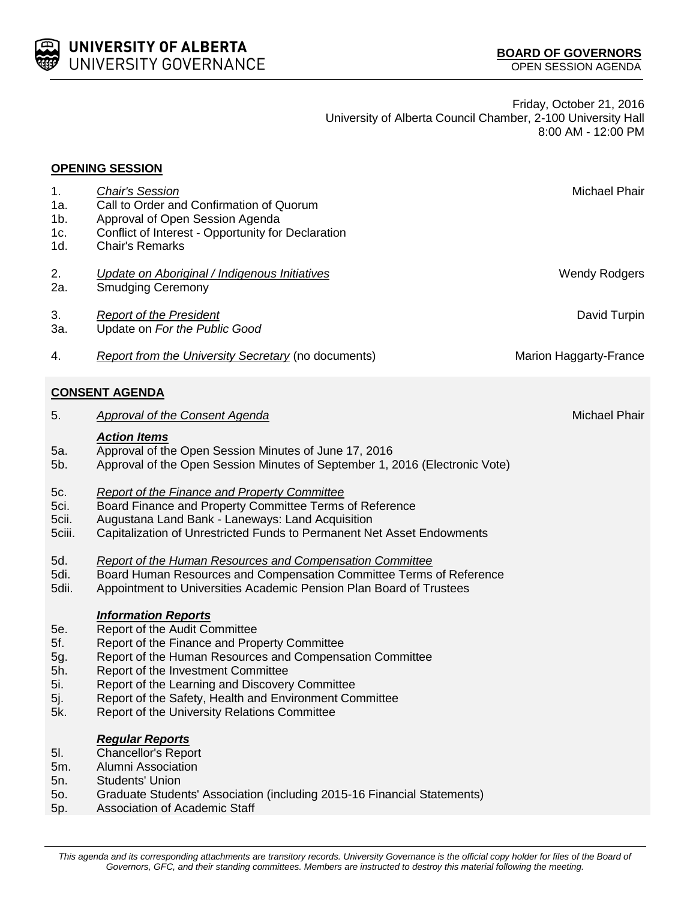UNIVERSITY OF ALBERTA
UNIVERSITY GOVERNANCE

**BOARD OF GOVERNORS**
OPEN SESSION AGENDA

Friday, October 21, 2016
University of Alberta Council Chamber, 2-100 University Hall
8:00 AM - 12:00 PM

## OPENING SESSION

| | | |
|---|---|---|
| 1. | *Chair's Session* | Michael Phair |
| 1a. | Call to Order and Confirmation of Quorum | |
| 1b. | Approval of Open Session Agenda | |
| 1c. | Conflict of Interest - Opportunity for Declaration | |
| 1d. | Chair's Remarks | |
| 2. | *Update on Aboriginal / Indigenous Initiatives* | Wendy Rodgers |
| 2a. | Smudging Ceremony | |
| 3. | *Report of the President* | David Turpin |
| 3a. | Update on *For the Public Good* | |
| 4. | *Report from the University Secretary* (no documents) | Marion Haggarty-France |

## CONSENT AGENDA

| | | |
|---|---|---|
| 5. | *Approval of the Consent Agenda* | Michael Phair |
| | ***Action Items*** | |
| 5a. | Approval of the Open Session Minutes of June 17, 2016 | |
| 5b. | Approval of the Open Session Minutes of September 1, 2016 (Electronic Vote) | |
| 5c. | *Report of the Finance and Property Committee* | |
| 5ci. | Board Finance and Property Committee Terms of Reference | |
| 5cii. | Augustana Land Bank - Laneways: Land Acquisition | |
| 5ciii. | Capitalization of Unrestricted Funds to Permanent Net Asset Endowments | |
| 5d. | *Report of the Human Resources and Compensation Committee* | |
| 5di. | Board Human Resources and Compensation Committee Terms of Reference | |
| 5dii. | Appointment to Universities Academic Pension Plan Board of Trustees | |
| | ***Information Reports*** | |
| 5e. | Report of the Audit Committee | |
| 5f. | Report of the Finance and Property Committee | |
| 5g. | Report of the Human Resources and Compensation Committee | |
| 5h. | Report of the Investment Committee | |
| 5i. | Report of the Learning and Discovery Committee | |
| 5j. | Report of the Safety, Health and Environment Committee | |
| 5k. | Report of the University Relations Committee | |
| | ***Regular Reports*** | |
| 5l. | Chancellor's Report | |
| 5m. | Alumni Association | |
| 5n. | Students' Union | |
| 5o. | Graduate Students' Association (including 2015-16 Financial Statements) | |
| 5p. | Association of Academic Staff | |

*This agenda and its corresponding attachments are transitory records. University Governance is the official copy holder for files of the Board of Governors, GFC, and their standing committees. Members are instructed to destroy this material following the meeting.*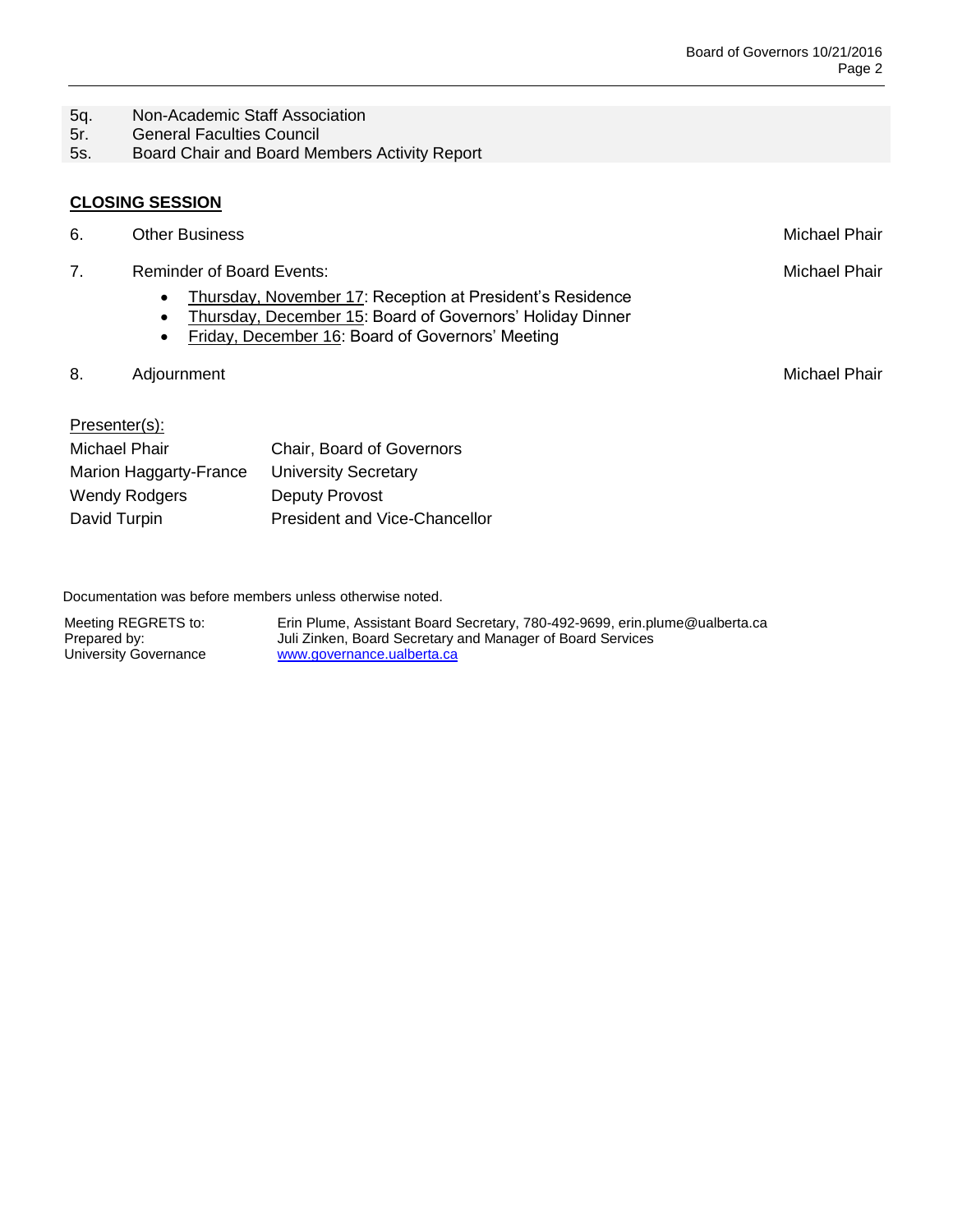5q. Non-Academic Staff Association

5r. General Faculties Council

5s. Board Chair and Board Members Activity Report

**CLOSING SESSION**

6. Other Business — Michael Phair

7. Reminder of Board Events: — Michael Phair

- Thursday, November 17: Reception at President's Residence
- Thursday, December 15: Board of Governors' Holiday Dinner
- Friday, December 16: Board of Governors' Meeting

8. Adjournment — Michael Phair

Presenter(s):

| | |
|---|---|
| Michael Phair | Chair, Board of Governors |
| Marion Haggarty-France | University Secretary |
| Wendy Rodgers | Deputy Provost |
| David Turpin | President and Vice-Chancellor |

Documentation was before members unless otherwise noted.

| | |
|---|---|
| Meeting REGRETS to: | Erin Plume, Assistant Board Secretary, 780-492-9699, erin.plume@ualberta.ca |
| Prepared by: | Juli Zinken, Board Secretary and Manager of Board Services |
| University Governance | www.governance.ualberta.ca |